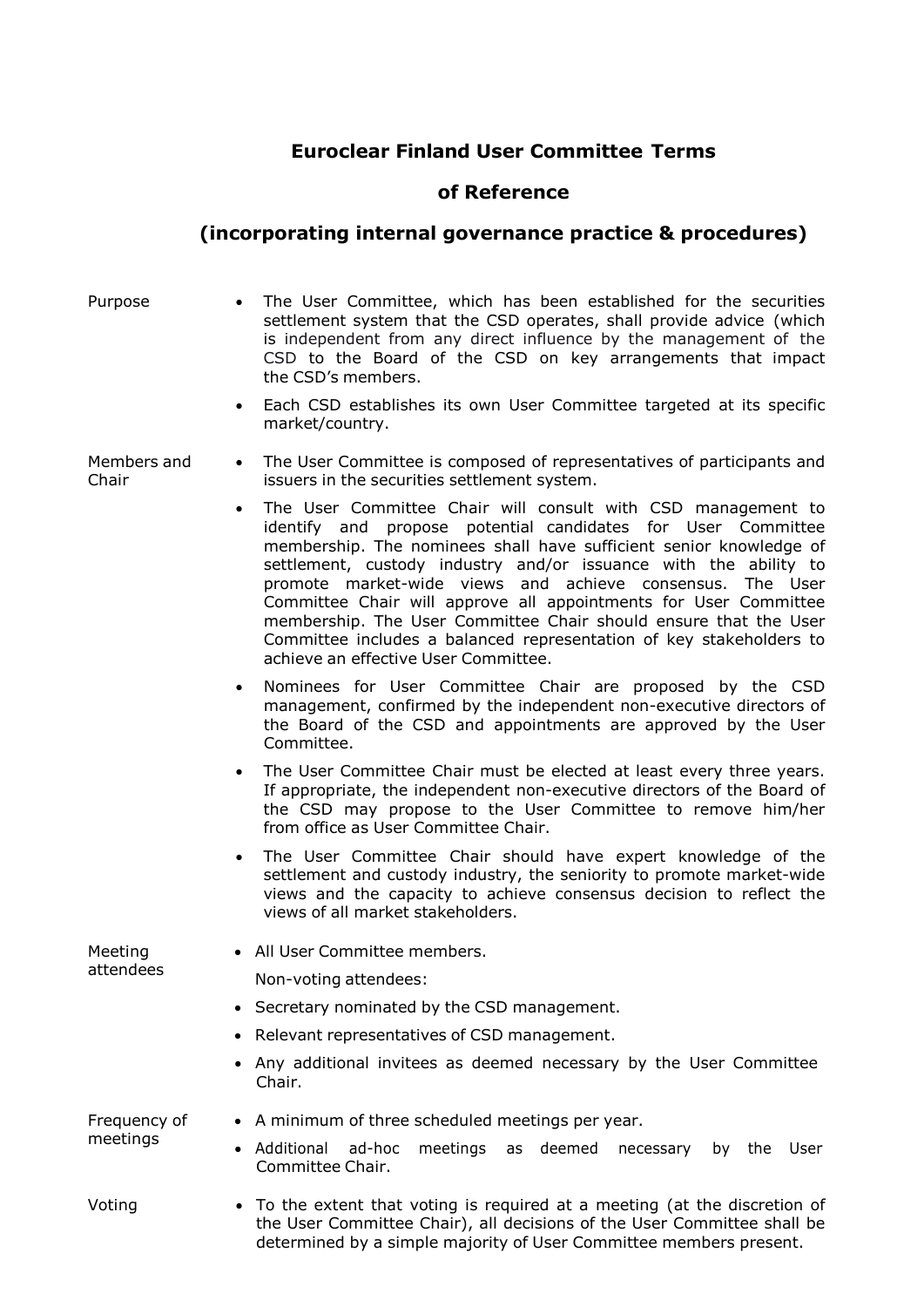# Euroclear Finland User Committee Terms of Reference

## (incorporating internal governance practice & procedures)

| | |
|---|---|
| Purpose | • The User Committee, which has been established for the securities settlement system that the CSD operates, shall provide advice (which is independent from any direct influence by the management of the CSD to the Board of the CSD on key arrangements that impact the CSD's members.<br>• Each CSD establishes its own User Committee targeted at its specific market/country. |
| Members and Chair | • The User Committee is composed of representatives of participants and issuers in the securities settlement system.<br>• The User Committee Chair will consult with CSD management to identify and propose potential candidates for User Committee membership. The nominees shall have sufficient senior knowledge of settlement, custody industry and/or issuance with the ability to promote market-wide views and achieve consensus. The User Committee Chair will approve all appointments for User Committee membership. The User Committee Chair should ensure that the User Committee includes a balanced representation of key stakeholders to achieve an effective User Committee.<br>• Nominees for User Committee Chair are proposed by the CSD management, confirmed by the independent non-executive directors of the Board of the CSD and appointments are approved by the User Committee.<br>• The User Committee Chair must be elected at least every three years. If appropriate, the independent non-executive directors of the Board of the CSD may propose to the User Committee to remove him/her from office as User Committee Chair.<br>• The User Committee Chair should have expert knowledge of the settlement and custody industry, the seniority to promote market-wide views and the capacity to achieve consensus decision to reflect the views of all market stakeholders. |
| Meeting attendees | • All User Committee members.<br>Non-voting attendees:<br>• Secretary nominated by the CSD management.<br>• Relevant representatives of CSD management.<br>• Any additional invitees as deemed necessary by the User Committee Chair. |
| Frequency of meetings | • A minimum of three scheduled meetings per year.<br>• Additional ad-hoc meetings as deemed necessary by the User Committee Chair. |
| Voting | • To the extent that voting is required at a meeting (at the discretion of the User Committee Chair), all decisions of the User Committee shall be determined by a simple majority of User Committee members present. |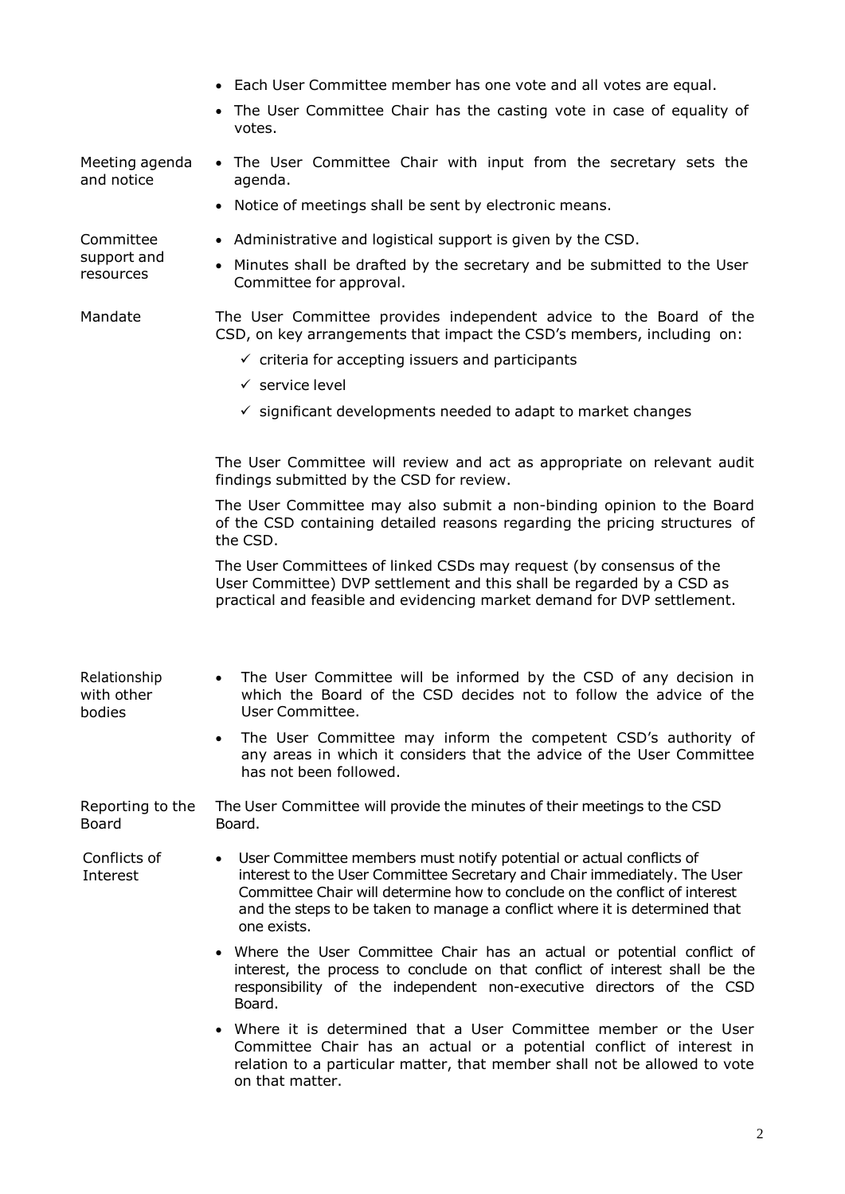| | |
|---|---|
| | • Each User Committee member has one vote and all votes are equal.<br>• The User Committee Chair has the casting vote in case of equality of votes. |
| Meeting agenda and notice | • The User Committee Chair with input from the secretary sets the agenda.<br>• Notice of meetings shall be sent by electronic means. |
| Committee support and resources | • Administrative and logistical support is given by the CSD.<br>• Minutes shall be drafted by the secretary and be submitted to the User Committee for approval. |
| Mandate | The User Committee provides independent advice to the Board of the CSD, on key arrangements that impact the CSD's members, including on:<br>✓ criteria for accepting issuers and participants<br>✓ service level<br>✓ significant developments needed to adapt to market changes<br><br>The User Committee will review and act as appropriate on relevant audit findings submitted by the CSD for review.<br><br>The User Committee may also submit a non-binding opinion to the Board of the CSD containing detailed reasons regarding the pricing structures of the CSD.<br><br>The User Committees of linked CSDs may request (by consensus of the User Committee) DVP settlement and this shall be regarded by a CSD as practical and feasible and evidencing market demand for DVP settlement. |
| Relationship with other bodies | • The User Committee will be informed by the CSD of any decision in which the Board of the CSD decides not to follow the advice of the User Committee.<br>• The User Committee may inform the competent CSD's authority of any areas in which it considers that the advice of the User Committee has not been followed. |
| Reporting to the Board | The User Committee will provide the minutes of their meetings to the CSD Board. |
| Conflicts of Interest | • User Committee members must notify potential or actual conflicts of interest to the User Committee Secretary and Chair immediately. The User Committee Chair will determine how to conclude on the conflict of interest and the steps to be taken to manage a conflict where it is determined that one exists.<br>• Where the User Committee Chair has an actual or potential conflict of interest, the process to conclude on that conflict of interest shall be the responsibility of the independent non-executive directors of the CSD Board.<br>• Where it is determined that a User Committee member or the User Committee Chair has an actual or a potential conflict of interest in relation to a particular matter, that member shall not be allowed to vote on that matter. |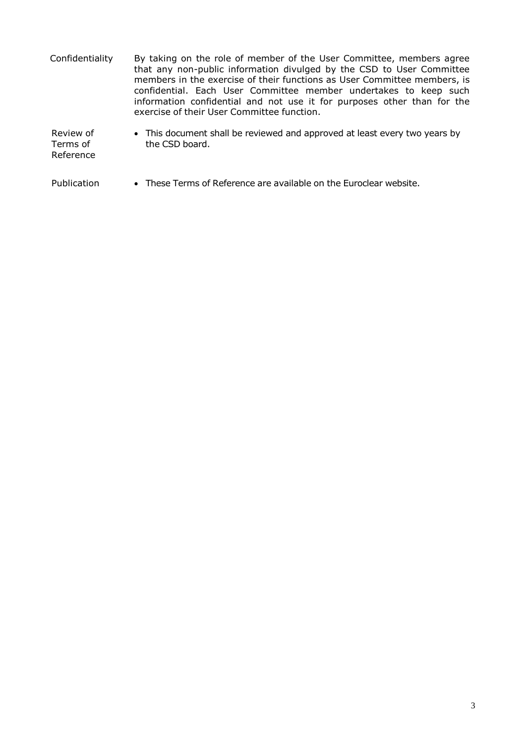| | |
|---|---|
| Confidentiality | By taking on the role of member of the User Committee, members agree that any non-public information divulged by the CSD to User Committee members in the exercise of their functions as User Committee members, is confidential. Each User Committee member undertakes to keep such information confidential and not use it for purposes other than for the exercise of their User Committee function. |
| Review of Terms of Reference | • This document shall be reviewed and approved at least every two years by the CSD board. |
| Publication | • These Terms of Reference are available on the Euroclear website. |